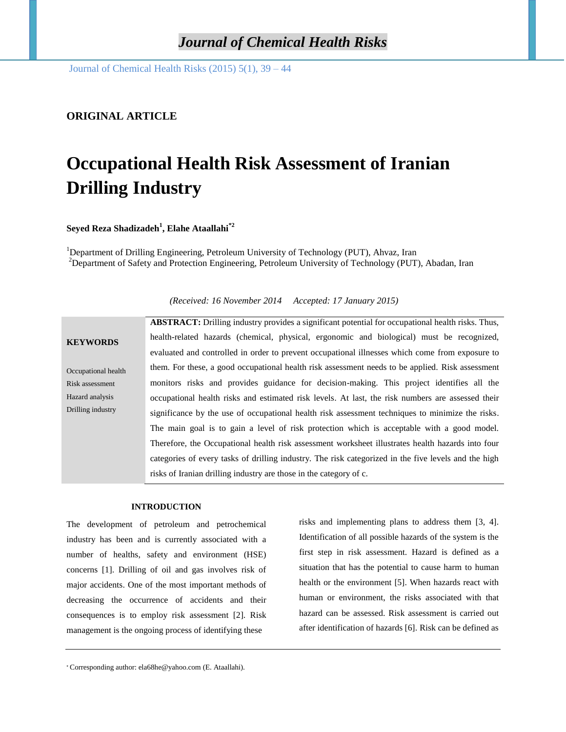**ORIGINAL ARTICLE**

# Occupational Health Risk Assessment of Iranian Drilling Industry

**Seyed Reza Shadizadeh[1], Elahe Ataallahi[*2]**

[1]Department of Drilling Engineering, Petroleum University of Technology (PUT), Ahvaz, Iran
[2]Department of Safety and Protection Engineering, Petroleum University of Technology (PUT), Abadan, Iran

*(Received: 16 November 2014 Accepted: 17 January 2015)*

**KEYWORDS**

Occupational health
Risk assessment
Hazard analysis
Drilling industry

**ABSTRACT:** Drilling industry provides a significant potential for occupational health risks. Thus, health-related hazards (chemical, physical, ergonomic and biological) must be recognized, evaluated and controlled in order to prevent occupational illnesses which come from exposure to them. For these, a good occupational health risk assessment needs to be applied. Risk assessment monitors risks and provides guidance for decision-making. This project identifies all the occupational health risks and estimated risk levels. At last, the risk numbers are assessed their significance by the use of occupational health risk assessment techniques to minimize the risks. The main goal is to gain a level of risk protection which is acceptable with a good model. Therefore, the Occupational health risk assessment worksheet illustrates health hazards into four categories of every tasks of drilling industry. The risk categorized in the five levels and the high risks of Iranian drilling industry are those in the category of c.

## INTRODUCTION

The development of petroleum and petrochemical industry has been and is currently associated with a number of healths, safety and environment (HSE) concerns [1]. Drilling of oil and gas involves risk of major accidents. One of the most important methods of decreasing the occurrence of accidents and their consequences is to employ risk assessment [2]. Risk management is the ongoing process of identifying these risks and implementing plans to address them [3, 4]. Identification of all possible hazards of the system is the first step in risk assessment. Hazard is defined as a situation that has the potential to cause harm to human health or the environment [5]. When hazards react with human or environment, the risks associated with that hazard can be assessed. Risk assessment is carried out after identification of hazards [6]. Risk can be defined as

---

* Corresponding author: ela68he@yahoo.com (E. Ataallahi).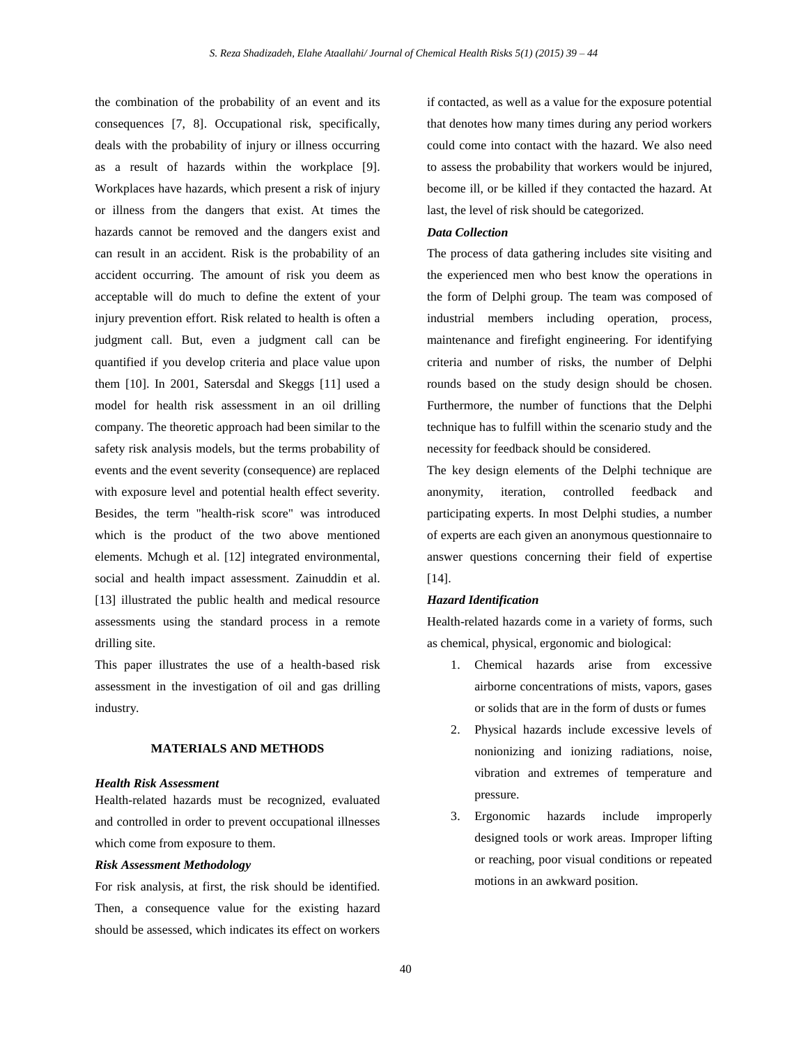the combination of the probability of an event and its consequences [7, 8]. Occupational risk, specifically, deals with the probability of injury or illness occurring as a result of hazards within the workplace [9]. Workplaces have hazards, which present a risk of injury or illness from the dangers that exist. At times the hazards cannot be removed and the dangers exist and can result in an accident. Risk is the probability of an accident occurring. The amount of risk you deem as acceptable will do much to define the extent of your injury prevention effort. Risk related to health is often a judgment call. But, even a judgment call can be quantified if you develop criteria and place value upon them [10]. In 2001, Satersdal and Skeggs [11] used a model for health risk assessment in an oil drilling company. The theoretic approach had been similar to the safety risk analysis models, but the terms probability of events and the event severity (consequence) are replaced with exposure level and potential health effect severity. Besides, the term "health-risk score" was introduced which is the product of the two above mentioned elements. Mchugh et al. [12] integrated environmental, social and health impact assessment. Zainuddin et al. [13] illustrated the public health and medical resource assessments using the standard process in a remote drilling site.

This paper illustrates the use of a health-based risk assessment in the investigation of oil and gas drilling industry.

## MATERIALS AND METHODS

### *Health Risk Assessment*

Health-related hazards must be recognized, evaluated and controlled in order to prevent occupational illnesses which come from exposure to them.

### *Risk Assessment Methodology*

For risk analysis, at first, the risk should be identified. Then, a consequence value for the existing hazard should be assessed, which indicates its effect on workers if contacted, as well as a value for the exposure potential that denotes how many times during any period workers could come into contact with the hazard. We also need to assess the probability that workers would be injured, become ill, or be killed if they contacted the hazard. At last, the level of risk should be categorized.

### *Data Collection*

The process of data gathering includes site visiting and the experienced men who best know the operations in the form of Delphi group. The team was composed of industrial members including operation, process, maintenance and firefight engineering. For identifying criteria and number of risks, the number of Delphi rounds based on the study design should be chosen. Furthermore, the number of functions that the Delphi technique has to fulfill within the scenario study and the necessity for feedback should be considered.

The key design elements of the Delphi technique are anonymity, iteration, controlled feedback and participating experts. In most Delphi studies, a number of experts are each given an anonymous questionnaire to answer questions concerning their field of expertise [14].

### *Hazard Identification*

Health-related hazards come in a variety of forms, such as chemical, physical, ergonomic and biological:

1. Chemical hazards arise from excessive airborne concentrations of mists, vapors, gases or solids that are in the form of dusts or fumes
2. Physical hazards include excessive levels of nonionizing and ionizing radiations, noise, vibration and extremes of temperature and pressure.
3. Ergonomic hazards include improperly designed tools or work areas. Improper lifting or reaching, poor visual conditions or repeated motions in an awkward position.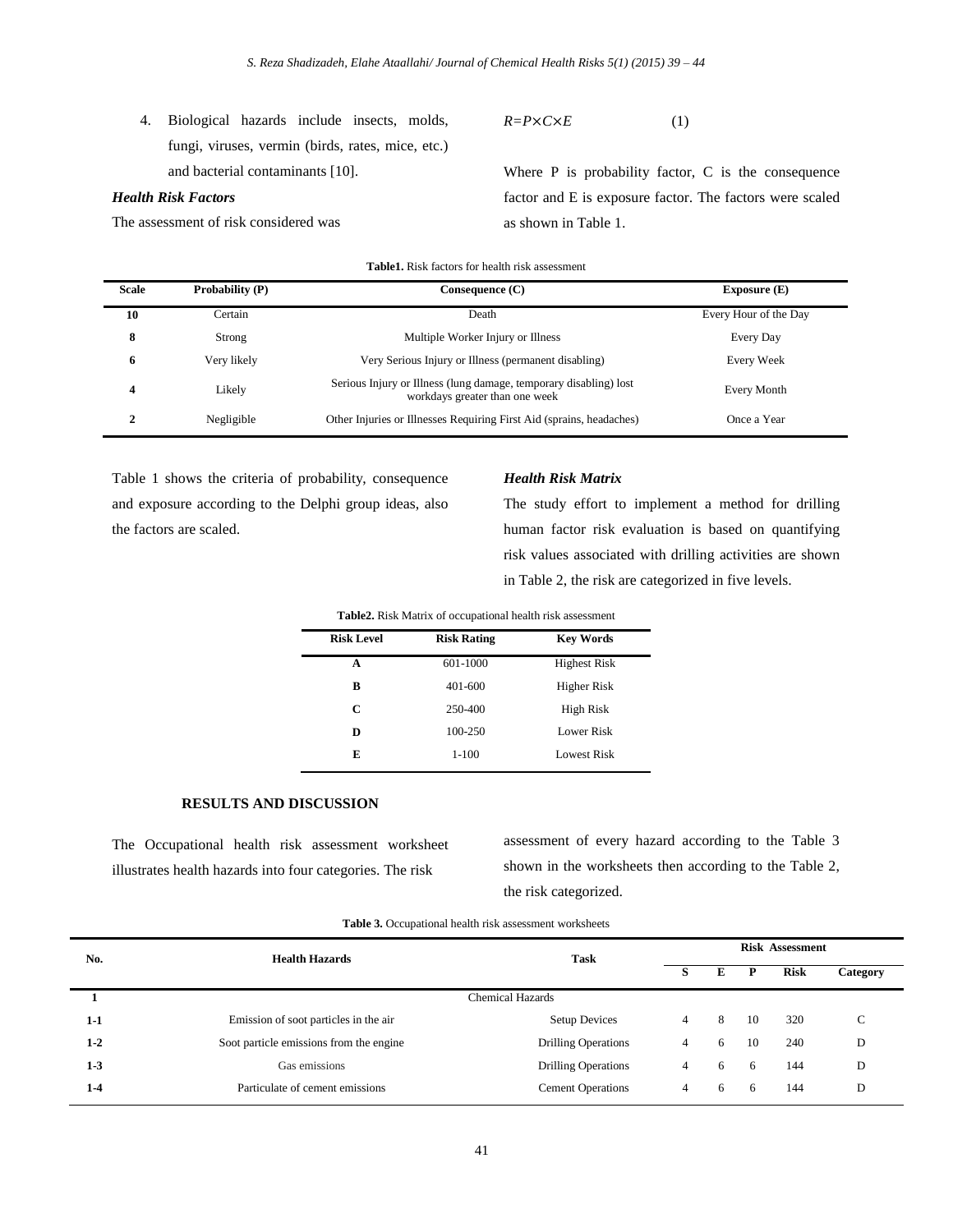4. Biological hazards include insects, molds, fungi, viruses, vermin (birds, rates, mice, etc.) and bacterial contaminants [10].

### *Health Risk Factors*

The assessment of risk considered was

$$R = P \times C \times E \qquad (1)$$

Where P is probability factor, C is the consequence factor and E is exposure factor. The factors were scaled as shown in Table 1.

**Table1.** Risk factors for health risk assessment

| Scale | Probability (P) | Consequence (C) | Exposure (E) |
|---|---|---|---|
| **10** | Certain | Death | Every Hour of the Day |
| **8** | Strong | Multiple Worker Injury or Illness | Every Day |
| **6** | Very likely | Very Serious Injury or Illness (permanent disabling) | Every Week |
| **4** | Likely | Serious Injury or Illness (lung damage, temporary disabling) lost workdays greater than one week | Every Month |
| **2** | Negligible | Other Injuries or Illnesses Requiring First Aid (sprains, headaches) | Once a Year |

Table 1 shows the criteria of probability, consequence and exposure according to the Delphi group ideas, also the factors are scaled.

### *Health Risk Matrix*

The study effort to implement a method for drilling human factor risk evaluation is based on quantifying risk values associated with drilling activities are shown in Table 2, the risk are categorized in five levels.

**Table2.** Risk Matrix of occupational health risk assessment

| Risk Level | Risk Rating | Key Words |
|---|---|---|
| **A** | 601-1000 | Highest Risk |
| **B** | 401-600 | Higher Risk |
| **C** | 250-400 | High Risk |
| **D** | 100-250 | Lower Risk |
| **E** | 1-100 | Lowest Risk |

## RESULTS AND DISCUSSION

The Occupational health risk assessment worksheet illustrates health hazards into four categories. The risk assessment of every hazard according to the Table 3 shown in the worksheets then according to the Table 2, the risk categorized.

**Table 3.** Occupational health risk assessment worksheets

| No. | Health Hazards | Task | Risk Assessment | | | | |
|---|---|---|---|---|---|---|---|
| | | | S | E | P | Risk | Category |
| **1** | Chemical Hazards | | | | | | |
| **1-1** | Emission of soot particles in the air | Setup Devices | 4 | 8 | 10 | 320 | C |
| **1-2** | Soot particle emissions from the engine | Drilling Operations | 4 | 6 | 10 | 240 | D |
| **1-3** | Gas emissions | Drilling Operations | 4 | 6 | 6 | 144 | D |
| **1-4** | Particulate of cement emissions | Cement Operations | 4 | 6 | 6 | 144 | D |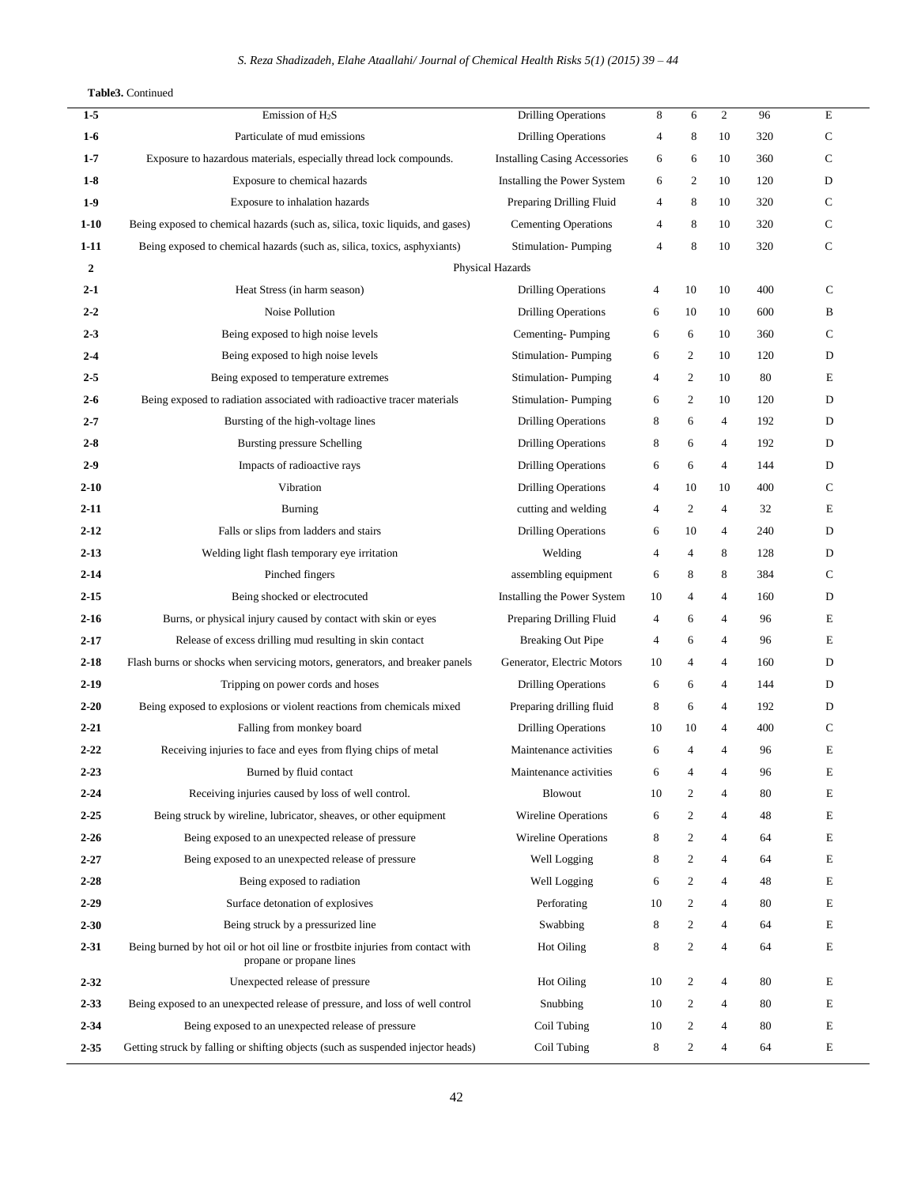**Table3.** Continued

| | | | | | | | |
|---|---|---|---|---|---|---|---|
| 1-5 | Emission of $H_2S$ | Drilling Operations | 8 | 6 | 2 | 96 | E |
| 1-6 | Particulate of mud emissions | Drilling Operations | 4 | 8 | 10 | 320 | C |
| 1-7 | Exposure to hazardous materials, especially thread lock compounds. | Installing Casing Accessories | 6 | 6 | 10 | 360 | C |
| 1-8 | Exposure to chemical hazards | Installing the Power System | 6 | 2 | 10 | 120 | D |
| 1-9 | Exposure to inhalation hazards | Preparing Drilling Fluid | 4 | 8 | 10 | 320 | C |
| 1-10 | Being exposed to chemical hazards (such as, silica, toxic liquids, and gases) | Cementing Operations | 4 | 8 | 10 | 320 | C |
| 1-11 | Being exposed to chemical hazards (such as, silica, toxics, asphyxiants) | Stimulation- Pumping | 4 | 8 | 10 | 320 | C |
| 2 | Physical Hazards | | | | | | |
| 2-1 | Heat Stress (in harm season) | Drilling Operations | 4 | 10 | 10 | 400 | C |
| 2-2 | Noise Pollution | Drilling Operations | 6 | 10 | 10 | 600 | B |
| 2-3 | Being exposed to high noise levels | Cementing- Pumping | 6 | 6 | 10 | 360 | C |
| 2-4 | Being exposed to high noise levels | Stimulation- Pumping | 6 | 2 | 10 | 120 | D |
| 2-5 | Being exposed to temperature extremes | Stimulation- Pumping | 4 | 2 | 10 | 80 | E |
| 2-6 | Being exposed to radiation associated with radioactive tracer materials | Stimulation- Pumping | 6 | 2 | 10 | 120 | D |
| 2-7 | Bursting of the high-voltage lines | Drilling Operations | 8 | 6 | 4 | 192 | D |
| 2-8 | Bursting pressure Schelling | Drilling Operations | 8 | 6 | 4 | 192 | D |
| 2-9 | Impacts of radioactive rays | Drilling Operations | 6 | 6 | 4 | 144 | D |
| 2-10 | Vibration | Drilling Operations | 4 | 10 | 10 | 400 | C |
| 2-11 | Burning | cutting and welding | 4 | 2 | 4 | 32 | E |
| 2-12 | Falls or slips from ladders and stairs | Drilling Operations | 6 | 10 | 4 | 240 | D |
| 2-13 | Welding light flash temporary eye irritation | Welding | 4 | 4 | 8 | 128 | D |
| 2-14 | Pinched fingers | assembling equipment | 6 | 8 | 8 | 384 | C |
| 2-15 | Being shocked or electrocuted | Installing the Power System | 10 | 4 | 4 | 160 | D |
| 2-16 | Burns, or physical injury caused by contact with skin or eyes | Preparing Drilling Fluid | 4 | 6 | 4 | 96 | E |
| 2-17 | Release of excess drilling mud resulting in skin contact | Breaking Out Pipe | 4 | 6 | 4 | 96 | E |
| 2-18 | Flash burns or shocks when servicing motors, generators, and breaker panels | Generator, Electric Motors | 10 | 4 | 4 | 160 | D |
| 2-19 | Tripping on power cords and hoses | Drilling Operations | 6 | 6 | 4 | 144 | D |
| 2-20 | Being exposed to explosions or violent reactions from chemicals mixed | Preparing drilling fluid | 8 | 6 | 4 | 192 | D |
| 2-21 | Falling from monkey board | Drilling Operations | 10 | 10 | 4 | 400 | C |
| 2-22 | Receiving injuries to face and eyes from flying chips of metal | Maintenance activities | 6 | 4 | 4 | 96 | E |
| 2-23 | Burned by fluid contact | Maintenance activities | 6 | 4 | 4 | 96 | E |
| 2-24 | Receiving injuries caused by loss of well control. | Blowout | 10 | 2 | 4 | 80 | E |
| 2-25 | Being struck by wireline, lubricator, sheaves, or other equipment | Wireline Operations | 6 | 2 | 4 | 48 | E |
| 2-26 | Being exposed to an unexpected release of pressure | Wireline Operations | 8 | 2 | 4 | 64 | E |
| 2-27 | Being exposed to an unexpected release of pressure | Well Logging | 8 | 2 | 4 | 64 | E |
| 2-28 | Being exposed to radiation | Well Logging | 6 | 2 | 4 | 48 | E |
| 2-29 | Surface detonation of explosives | Perforating | 10 | 2 | 4 | 80 | E |
| 2-30 | Being struck by a pressurized line | Swabbing | 8 | 2 | 4 | 64 | E |
| 2-31 | Being burned by hot oil or hot oil line or frostbite injuries from contact with propane or propane lines | Hot Oiling | 8 | 2 | 4 | 64 | E |
| 2-32 | Unexpected release of pressure | Hot Oiling | 10 | 2 | 4 | 80 | E |
| 2-33 | Being exposed to an unexpected release of pressure, and loss of well control | Snubbing | 10 | 2 | 4 | 80 | E |
| 2-34 | Being exposed to an unexpected release of pressure | Coil Tubing | 10 | 2 | 4 | 80 | E |
| 2-35 | Getting struck by falling or shifting objects (such as suspended injector heads) | Coil Tubing | 8 | 2 | 4 | 64 | E |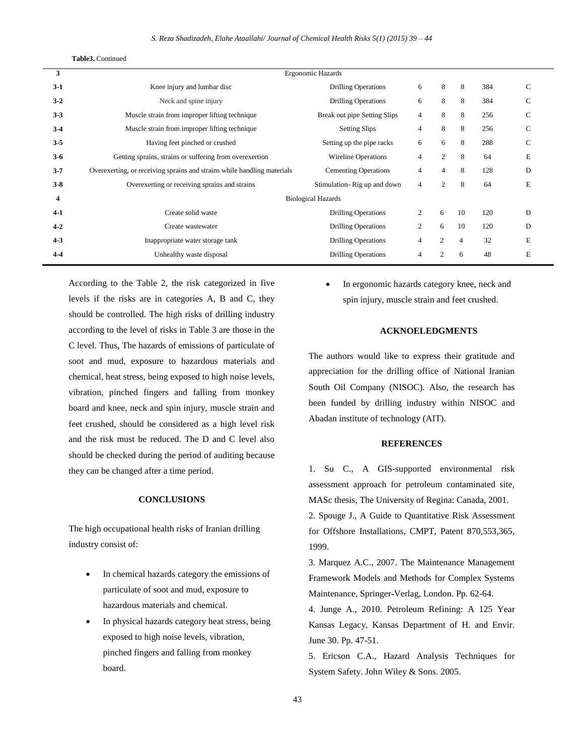**Table3.** Continued

| | | | | | | | |
|---|---|---|---|---|---|---|---|
| **3** | Ergonomic Hazards | | | | | | |
| **3-1** | Knee injury and lumbar disc | Drilling Operations | 6 | 8 | 8 | 384 | C |
| **3-2** | Neck and spine injury | Drilling Operations | 6 | 8 | 8 | 384 | C |
| **3-3** | Muscle strain from improper lifting technique | Break out pipe Setting Slips | 4 | 8 | 8 | 256 | C |
| **3-4** | Muscle strain from improper lifting technique | Setting Slips | 4 | 8 | 8 | 256 | C |
| **3-5** | Having feet pinched or crushed | Setting up the pipe racks | 6 | 6 | 8 | 288 | C |
| **3-6** | Getting sprains, strains or suffering from overexertion | Wireline Operations | 4 | 2 | 8 | 64 | E |
| **3-7** | Overexerting, or receiving sprains and strains while handling materials | Cementing Operations | 4 | 4 | 8 | 128 | D |
| **3-8** | Overexerting or receiving sprains and strains | Stimulation- Rig up and down | 4 | 2 | 8 | 64 | E |
| **4** | Biological Hazards | | | | | | |
| **4-1** | Create solid waste | Drilling Operations | 2 | 6 | 10 | 120 | D |
| **4-2** | Create wastewater | Drilling Operations | 2 | 6 | 10 | 120 | D |
| **4-3** | Inappropriate water storage tank | Drilling Operations | 4 | 2 | 4 | 32 | E |
| **4-4** | Unhealthy waste disposal | Drilling Operations | 4 | 2 | 6 | 48 | E |

According to the Table 2, the risk categorized in five levels if the risks are in categories A, B and C, they should be controlled. The high risks of drilling industry according to the level of risks in Table 3 are those in the C level. Thus, The hazards of emissions of particulate of soot and mud, exposure to hazardous materials and chemical, heat stress, being exposed to high noise levels, vibration, pinched fingers and falling from monkey board and knee, neck and spin injury, muscle strain and feet crushed, should be considered as a high level risk and the risk must be reduced. The D and C level also should be checked during the period of auditing because they can be changed after a time period.

## CONCLUSIONS

The high occupational health risks of Iranian drilling industry consist of:

- In chemical hazards category the emissions of particulate of soot and mud, exposure to hazardous materials and chemical.
- In physical hazards category heat stress, being exposed to high noise levels, vibration, pinched fingers and falling from monkey board.
- In ergonomic hazards category knee, neck and spin injury, muscle strain and feet crushed.

## ACKNOELEDGMENTS

The authors would like to express their gratitude and appreciation for the drilling office of National Iranian South Oil Company (NISOC). Also, the research has been funded by drilling industry within NISOC and Abadan institute of technology (AIT).

## REFERENCES

1. Su C., A GIS-supported environmental risk assessment approach for petroleum contaminated site, MASc thesis, The University of Regina: Canada, 2001.
2. Spouge J., A Guide to Quantitative Risk Assessment for Offshore Installations, CMPT, Patent 870,553,365, 1999.
3. Marquez A.C., 2007. The Maintenance Management Framework Models and Methods for Complex Systems Maintenance, Springer-Verlag, London. Pp. 62-64.
4. Junge A., 2010. Petroleum Refining: A 125 Year Kansas Legacy, Kansas Department of H. and Envir. June 30. Pp. 47-51.
5. Ericson C.A., Hazard Analysis Techniques for System Safety. John Wiley & Sons. 2005.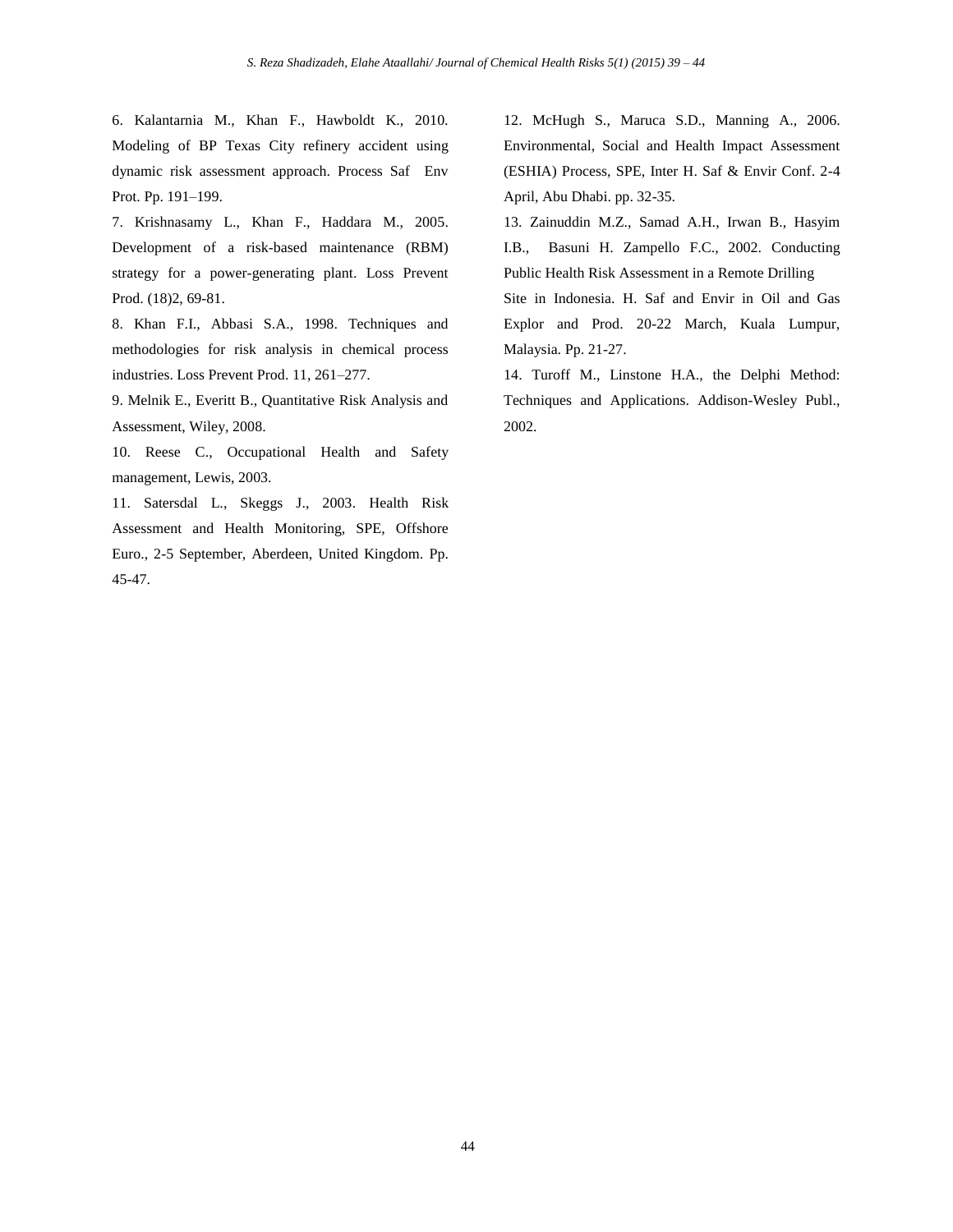6. Kalantarnia M., Khan F., Hawboldt K., 2010. Modeling of BP Texas City refinery accident using dynamic risk assessment approach. Process Saf Env Prot. Pp. 191–199.

7. Krishnasamy L., Khan F., Haddara M., 2005. Development of a risk-based maintenance (RBM) strategy for a power-generating plant. Loss Prevent Prod. (18)2, 69-81.

8. Khan F.I., Abbasi S.A., 1998. Techniques and methodologies for risk analysis in chemical process industries. Loss Prevent Prod. 11, 261–277.

9. Melnik E., Everitt B., Quantitative Risk Analysis and Assessment, Wiley, 2008.

10. Reese C., Occupational Health and Safety management, Lewis, 2003.

11. Satersdal L., Skeggs J., 2003. Health Risk Assessment and Health Monitoring, SPE, Offshore Euro., 2-5 September, Aberdeen, United Kingdom. Pp. 45-47.

12. McHugh S., Maruca S.D., Manning A., 2006. Environmental, Social and Health Impact Assessment (ESHIA) Process, SPE, Inter H. Saf & Envir Conf. 2-4 April, Abu Dhabi. pp. 32-35.

13. Zainuddin M.Z., Samad A.H., Irwan B., Hasyim I.B., Basuni H. Zampello F.C., 2002. Conducting Public Health Risk Assessment in a Remote Drilling Site in Indonesia. H. Saf and Envir in Oil and Gas Explor and Prod. 20-22 March, Kuala Lumpur, Malaysia. Pp. 21-27.

14. Turoff M., Linstone H.A., the Delphi Method: Techniques and Applications. Addison-Wesley Publ., 2002.